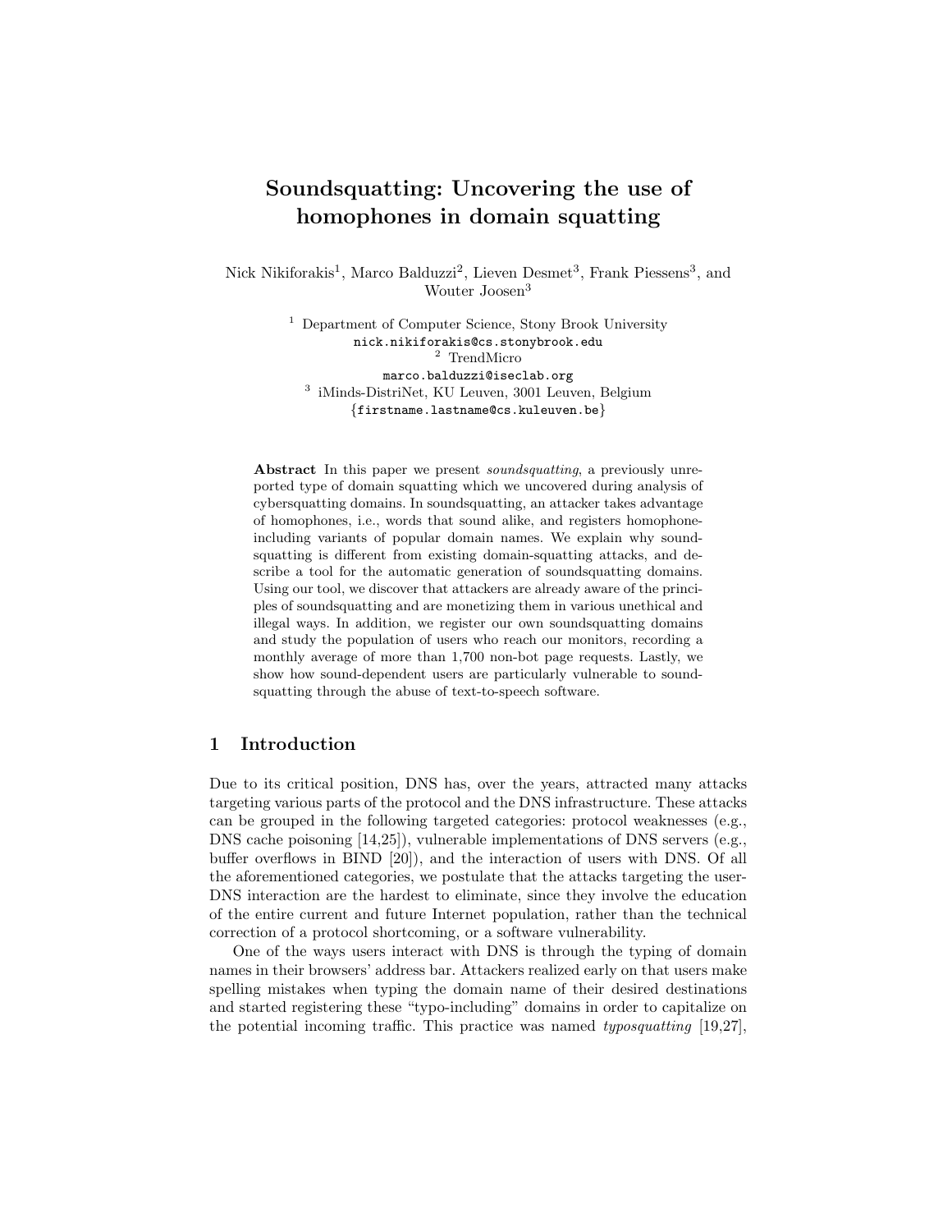# Soundsquatting: Uncovering the use of homophones in domain squatting

Nick Nikiforakis[1], Marco Balduzzi[2], Lieven Desmet[3], Frank Piessens[3], and Wouter Joosen[3]

[1] Department of Computer Science, Stony Brook University
nick.nikiforakis@cs.stonybrook.edu
[2] TrendMicro
marco.balduzzi@iseclab.org
[3] iMinds-DistriNet, KU Leuven, 3001 Leuven, Belgium
{firstname.lastname@cs.kuleuven.be}

**Abstract** In this paper we present *soundsquatting*, a previously unreported type of domain squatting which we uncovered during analysis of cybersquatting domains. In soundsquatting, an attacker takes advantage of homophones, i.e., words that sound alike, and registers homophone-including variants of popular domain names. We explain why soundsquatting is different from existing domain-squatting attacks, and describe a tool for the automatic generation of soundsquatting domains. Using our tool, we discover that attackers are already aware of the principles of soundsquatting and are monetizing them in various unethical and illegal ways. In addition, we register our own soundsquatting domains and study the population of users who reach our monitors, recording a monthly average of more than 1,700 non-bot page requests. Lastly, we show how sound-dependent users are particularly vulnerable to soundsquatting through the abuse of text-to-speech software.

## 1 Introduction

Due to its critical position, DNS has, over the years, attracted many attacks targeting various parts of the protocol and the DNS infrastructure. These attacks can be grouped in the following targeted categories: protocol weaknesses (e.g., DNS cache poisoning [14,25]), vulnerable implementations of DNS servers (e.g., buffer overflows in BIND [20]), and the interaction of users with DNS. Of all the aforementioned categories, we postulate that the attacks targeting the user-DNS interaction are the hardest to eliminate, since they involve the education of the entire current and future Internet population, rather than the technical correction of a protocol shortcoming, or a software vulnerability.

One of the ways users interact with DNS is through the typing of domain names in their browsers' address bar. Attackers realized early on that users make spelling mistakes when typing the domain name of their desired destinations and started registering these "typo-including" domains in order to capitalize on the potential incoming traffic. This practice was named *typosquatting* [19,27],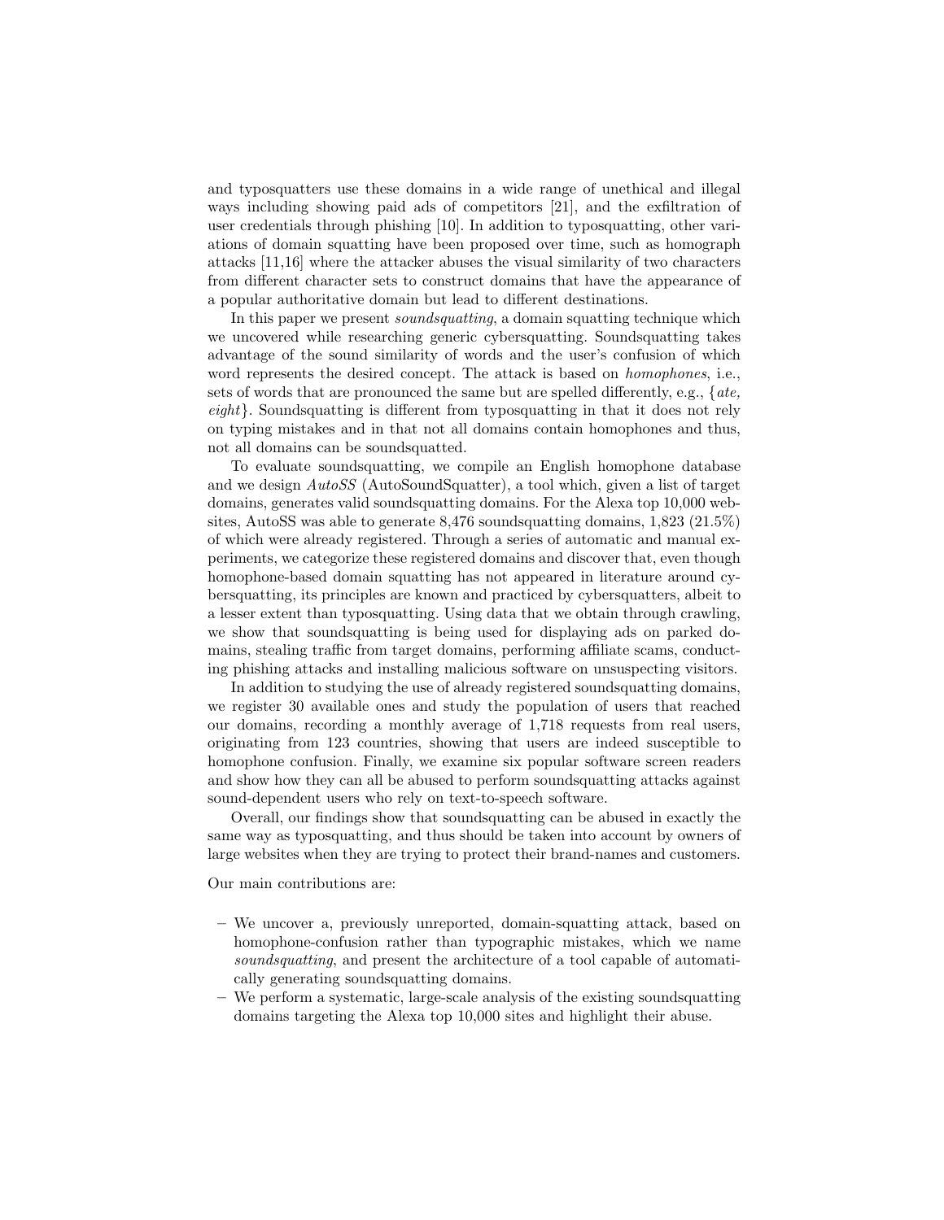and typosquatters use these domains in a wide range of unethical and illegal ways including showing paid ads of competitors [21], and the exfiltration of user credentials through phishing [10]. In addition to typosquatting, other variations of domain squatting have been proposed over time, such as homograph attacks [11,16] where the attacker abuses the visual similarity of two characters from different character sets to construct domains that have the appearance of a popular authoritative domain but lead to different destinations.

In this paper we present *soundsquatting*, a domain squatting technique which we uncovered while researching generic cybersquatting. Soundsquatting takes advantage of the sound similarity of words and the user's confusion of which word represents the desired concept. The attack is based on *homophones*, i.e., sets of words that are pronounced the same but are spelled differently, e.g., {*ate, eight*}. Soundsquatting is different from typosquatting in that it does not rely on typing mistakes and in that not all domains contain homophones and thus, not all domains can be soundsquatted.

To evaluate soundsquatting, we compile an English homophone database and we design *AutoSS* (AutoSoundSquatter), a tool which, given a list of target domains, generates valid soundsquatting domains. For the Alexa top 10,000 websites, AutoSS was able to generate 8,476 soundsquatting domains, 1,823 (21.5%) of which were already registered. Through a series of automatic and manual experiments, we categorize these registered domains and discover that, even though homophone-based domain squatting has not appeared in literature around cybersquatting, its principles are known and practiced by cybersquatters, albeit to a lesser extent than typosquatting. Using data that we obtain through crawling, we show that soundsquatting is being used for displaying ads on parked domains, stealing traffic from target domains, performing affiliate scams, conducting phishing attacks and installing malicious software on unsuspecting visitors.

In addition to studying the use of already registered soundsquatting domains, we register 30 available ones and study the population of users that reached our domains, recording a monthly average of 1,718 requests from real users, originating from 123 countries, showing that users are indeed susceptible to homophone confusion. Finally, we examine six popular software screen readers and show how they can all be abused to perform soundsquatting attacks against sound-dependent users who rely on text-to-speech software.

Overall, our findings show that soundsquatting can be abused in exactly the same way as typosquatting, and thus should be taken into account by owners of large websites when they are trying to protect their brand-names and customers.

Our main contributions are:

- We uncover a, previously unreported, domain-squatting attack, based on homophone-confusion rather than typographic mistakes, which we name *soundsquatting*, and present the architecture of a tool capable of automatically generating soundsquatting domains.
- We perform a systematic, large-scale analysis of the existing soundsquatting domains targeting the Alexa top 10,000 sites and highlight their abuse.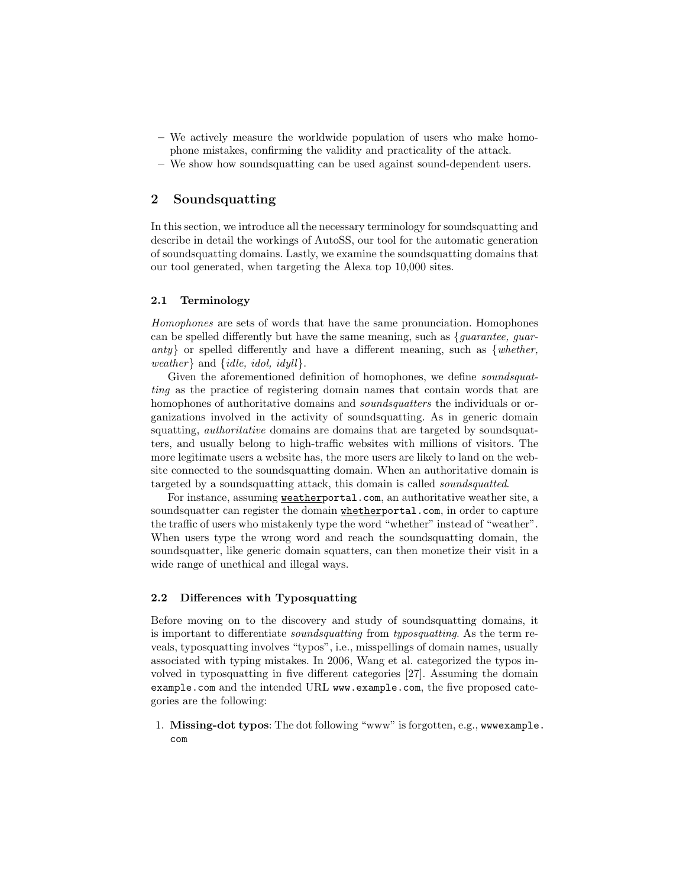– We actively measure the worldwide population of users who make homophone mistakes, confirming the validity and practicality of the attack.
– We show how soundsquatting can be used against sound-dependent users.

## 2 Soundsquatting

In this section, we introduce all the necessary terminology for soundsquatting and describe in detail the workings of AutoSS, our tool for the automatic generation of soundsquatting domains. Lastly, we examine the soundsquatting domains that our tool generated, when targeting the Alexa top 10,000 sites.

### 2.1 Terminology

*Homophones* are sets of words that have the same pronunciation. Homophones can be spelled differently but have the same meaning, such as {*guarantee, guaranty*} or spelled differently and have a different meaning, such as {*whether, weather*} and {*idle, idol, idyll*}.

Given the aforementioned definition of homophones, we define *soundsquatting* as the practice of registering domain names that contain words that are homophones of authoritative domains and *soundsquatters* the individuals or organizations involved in the activity of soundsquatting. As in generic domain squatting, *authoritative* domains are domains that are targeted by soundsquatters, and usually belong to high-traffic websites with millions of visitors. The more legitimate users a website has, the more users are likely to land on the website connected to the soundsquatting domain. When an authoritative domain is targeted by a soundsquatting attack, this domain is called *soundsquatted*.

For instance, assuming `weatherportal.com`, an authoritative weather site, a soundsquatter can register the domain `whetherportal.com`, in order to capture the traffic of users who mistakenly type the word "whether" instead of "weather". When users type the wrong word and reach the soundsquatting domain, the soundsquatter, like generic domain squatters, can then monetize their visit in a wide range of unethical and illegal ways.

### 2.2 Differences with Typosquatting

Before moving on to the discovery and study of soundsquatting domains, it is important to differentiate *soundsquatting* from *typosquatting*. As the term reveals, typosquatting involves "typos", i.e., misspellings of domain names, usually associated with typing mistakes. In 2006, Wang et al. categorized the typos involved in typosquatting in five different categories [27]. Assuming the domain `example.com` and the intended URL `www.example.com`, the five proposed categories are the following:

1. **Missing-dot typos**: The dot following "www" is forgotten, e.g., `wwwexample.com`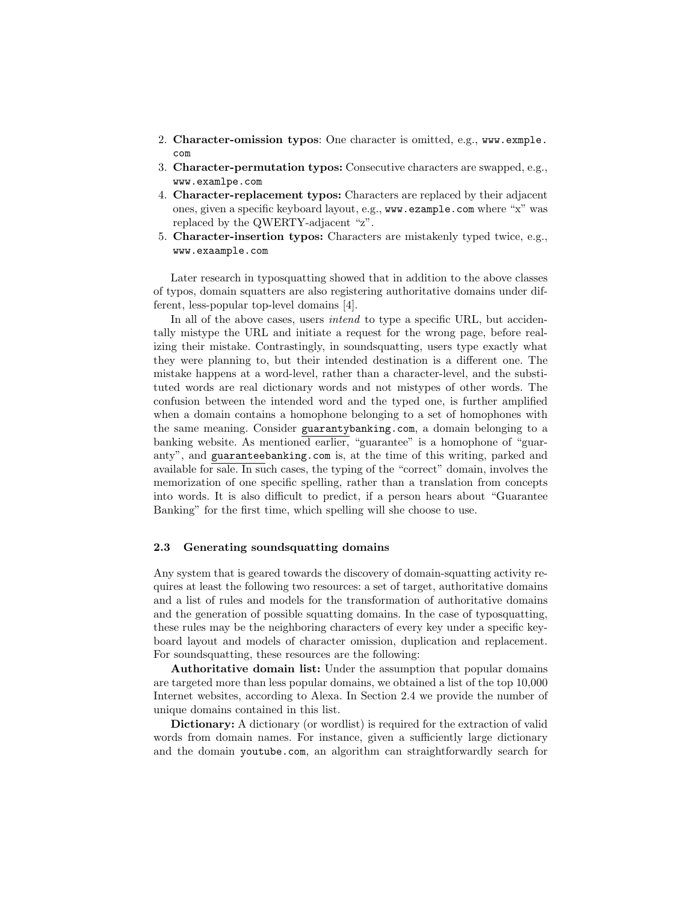2. **Character-omission typos**: One character is omitted, e.g., `www.exmple.com`
3. **Character-permutation typos:** Consecutive characters are swapped, e.g., `www.examlpe.com`
4. **Character-replacement typos:** Characters are replaced by their adjacent ones, given a specific keyboard layout, e.g., `www.ezample.com` where "x" was replaced by the QWERTY-adjacent "z".
5. **Character-insertion typos:** Characters are mistakenly typed twice, e.g., `www.exaample.com`

Later research in typosquatting showed that in addition to the above classes of typos, domain squatters are also registering authoritative domains under different, less-popular top-level domains [4].

In all of the above cases, users *intend* to type a specific URL, but accidentally mistype the URL and initiate a request for the wrong page, before realizing their mistake. Contrastingly, in soundsquatting, users type exactly what they were planning to, but their intended destination is a different one. The mistake happens at a word-level, rather than a character-level, and the substituted words are real dictionary words and not mistypes of other words. The confusion between the intended word and the typed one, is further amplified when a domain contains a homophone belonging to a set of homophones with the same meaning. Consider `guarantybanking.com`, a domain belonging to a banking website. As mentioned earlier, "guarantee" is a homophone of "guaranty", and `guaranteebanking.com` is, at the time of this writing, parked and available for sale. In such cases, the typing of the "correct" domain, involves the memorization of one specific spelling, rather than a translation from concepts into words. It is also difficult to predict, if a person hears about "Guarantee Banking" for the first time, which spelling will she choose to use.

### 2.3 Generating soundsquatting domains

Any system that is geared towards the discovery of domain-squatting activity requires at least the following two resources: a set of target, authoritative domains and a list of rules and models for the transformation of authoritative domains and the generation of possible squatting domains. In the case of typosquatting, these rules may be the neighboring characters of every key under a specific keyboard layout and models of character omission, duplication and replacement. For soundsquatting, these resources are the following:

**Authoritative domain list:** Under the assumption that popular domains are targeted more than less popular domains, we obtained a list of the top 10,000 Internet websites, according to Alexa. In Section 2.4 we provide the number of unique domains contained in this list.

**Dictionary:** A dictionary (or wordlist) is required for the extraction of valid words from domain names. For instance, given a sufficiently large dictionary and the domain `youtube.com`, an algorithm can straightforwardly search for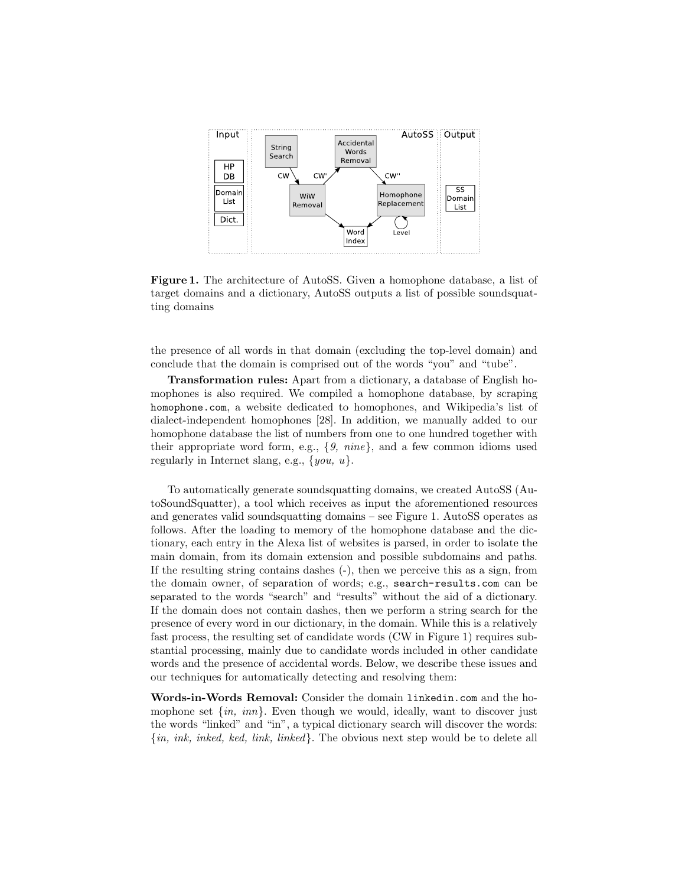**Figure 1.** The architecture of AutoSS. Given a homophone database, a list of target domains and a dictionary, AutoSS outputs a list of possible soundsquatting domains

the presence of all words in that domain (excluding the top-level domain) and conclude that the domain is comprised out of the words "you" and "tube".

**Transformation rules:** Apart from a dictionary, a database of English homophones is also required. We compiled a homophone database, by scraping `homophone.com`, a website dedicated to homophones, and Wikipedia's list of dialect-independent homophones [28]. In addition, we manually added to our homophone database the list of numbers from one to one hundred together with their appropriate word form, e.g., {*9, nine*}, and a few common idioms used regularly in Internet slang, e.g., {*you, u*}.

To automatically generate soundsquatting domains, we created AutoSS (AutoSoundSquatter), a tool which receives as input the aforementioned resources and generates valid soundsquatting domains – see Figure 1. AutoSS operates as follows. After the loading to memory of the homophone database and the dictionary, each entry in the Alexa list of websites is parsed, in order to isolate the main domain, from its domain extension and possible subdomains and paths. If the resulting string contains dashes (-), then we perceive this as a sign, from the domain owner, of separation of words; e.g., `search-results.com` can be separated to the words "search" and "results" without the aid of a dictionary. If the domain does not contain dashes, then we perform a string search for the presence of every word in our dictionary, in the domain. While this is a relatively fast process, the resulting set of candidate words (CW in Figure 1) requires substantial processing, mainly due to candidate words included in other candidate words and the presence of accidental words. Below, we describe these issues and our techniques for automatically detecting and resolving them:

**Words-in-Words Removal:** Consider the domain `linkedin.com` and the homophone set {*in, inn*}. Even though we would, ideally, want to discover just the words "linked" and "in", a typical dictionary search will discover the words: {*in, ink, inked, ked, link, linked*}. The obvious next step would be to delete all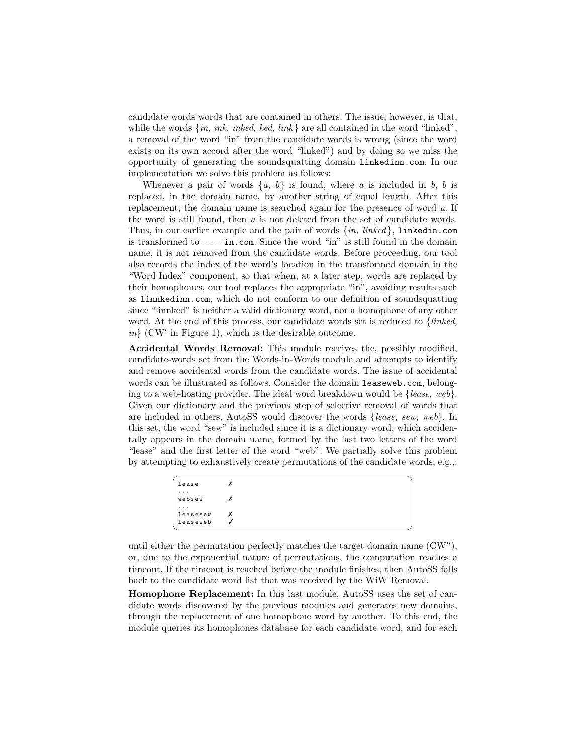candidate words words that are contained in others. The issue, however, is that, while the words {*in, ink, inked, ked, link*} are all contained in the word "linked", a removal of the word "in" from the candidate words is wrong (since the word exists on its own accord after the word "linked") and by doing so we miss the opportunity of generating the soundsquatting domain `linkedinn.com`. In our implementation we solve this problem as follows:

Whenever a pair of words {*a, b*} is found, where *a* is included in *b*, *b* is replaced, in the domain name, by another string of equal length. After this replacement, the domain name is searched again for the presence of word *a*. If the word is still found, then *a* is not deleted from the set of candidate words. Thus, in our earlier example and the pair of words {*in, linked*}, `linkedin.com` is transformed to `______in.com`. Since the word "in" is still found in the domain name, it is not removed from the candidate words. Before proceeding, our tool also records the index of the word's location in the transformed domain in the "Word Index" component, so that when, at a later step, words are replaced by their homophones, our tool replaces the appropriate "in", avoiding results such as `linnkedinn.com`, which do not conform to our definition of soundsquatting since "linnked" is neither a valid dictionary word, nor a homophone of any other word. At the end of this process, our candidate words set is reduced to {*linked, in*} (CW′ in Figure 1), which is the desirable outcome.

**Accidental Words Removal:** This module receives the, possibly modified, candidate-words set from the Words-in-Words module and attempts to identify and remove accidental words from the candidate words. The issue of accidental words can be illustrated as follows. Consider the domain `leaseweb.com`, belonging to a web-hosting provider. The ideal word breakdown would be {*lease, web*}. Given our dictionary and the previous step of selective removal of words that are included in others, AutoSS would discover the words {*lease, sew, web*}. In this set, the word "sew" is included since it is a dictionary word, which accidentally appears in the domain name, formed by the last two letters of the word "lea<u>se</u>" and the first letter of the word "<u>w</u>eb". We partially solve this problem by attempting to exhaustively create permutations of the candidate words, e.g.,:

```
lease       ✗
...
websew      ✗
...
leasesew    ✗
leaseweb    ✓
```

until either the permutation perfectly matches the target domain name (CW″), or, due to the exponential nature of permutations, the computation reaches a timeout. If the timeout is reached before the module finishes, then AutoSS falls back to the candidate word list that was received by the WiW Removal.

**Homophone Replacement:** In this last module, AutoSS uses the set of candidate words discovered by the previous modules and generates new domains, through the replacement of one homophone word by another. To this end, the module queries its homophones database for each candidate word, and for each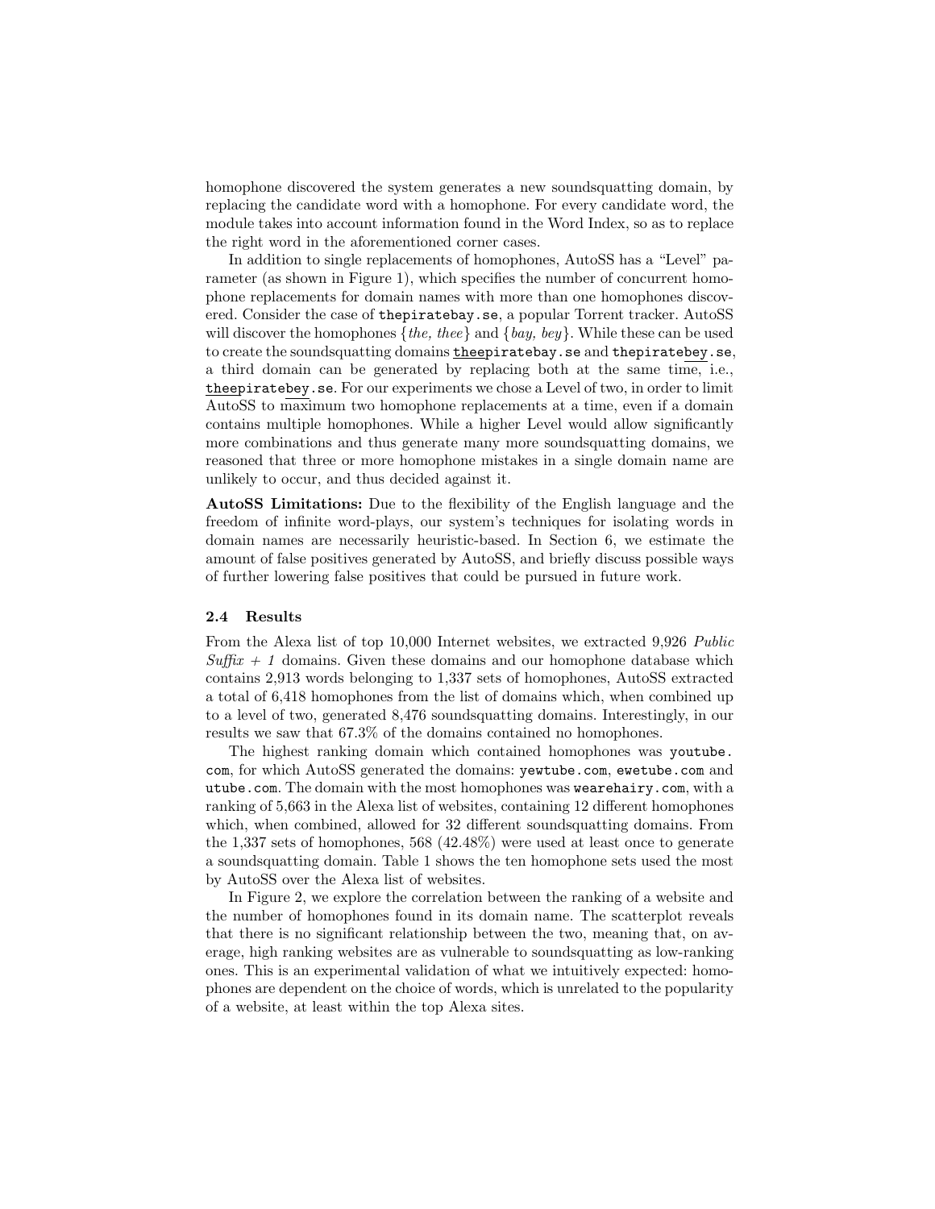homophone discovered the system generates a new soundsquatting domain, by replacing the candidate word with a homophone. For every candidate word, the module takes into account information found in the Word Index, so as to replace the right word in the aforementioned corner cases.

In addition to single replacements of homophones, AutoSS has a "Level" parameter (as shown in Figure 1), which specifies the number of concurrent homophone replacements for domain names with more than one homophones discovered. Consider the case of `thepiratebay.se`, a popular Torrent tracker. AutoSS will discover the homophones {*the, thee*} and {*bay, bey*}. While these can be used to create the soundsquatting domains `theepiratebay.se` and `thepiratebey.se`, a third domain can be generated by replacing both at the same time, i.e., `theepiratebey.se`. For our experiments we chose a Level of two, in order to limit AutoSS to maximum two homophone replacements at a time, even if a domain contains multiple homophones. While a higher Level would allow significantly more combinations and thus generate many more soundsquatting domains, we reasoned that three or more homophone mistakes in a single domain name are unlikely to occur, and thus decided against it.

**AutoSS Limitations:** Due to the flexibility of the English language and the freedom of infinite word-plays, our system's techniques for isolating words in domain names are necessarily heuristic-based. In Section 6, we estimate the amount of false positives generated by AutoSS, and briefly discuss possible ways of further lowering false positives that could be pursued in future work.

### 2.4 Results

From the Alexa list of top 10,000 Internet websites, we extracted 9,926 *Public Suffix + 1* domains. Given these domains and our homophone database which contains 2,913 words belonging to 1,337 sets of homophones, AutoSS extracted a total of 6,418 homophones from the list of domains which, when combined up to a level of two, generated 8,476 soundsquatting domains. Interestingly, in our results we saw that 67.3% of the domains contained no homophones.

The highest ranking domain which contained homophones was `youtube.com`, for which AutoSS generated the domains: `yewtube.com`, `ewetube.com` and `utube.com`. The domain with the most homophones was `wearehairy.com`, with a ranking of 5,663 in the Alexa list of websites, containing 12 different homophones which, when combined, allowed for 32 different soundsquatting domains. From the 1,337 sets of homophones, 568 (42.48%) were used at least once to generate a soundsquatting domain. Table 1 shows the ten homophone sets used the most by AutoSS over the Alexa list of websites.

In Figure 2, we explore the correlation between the ranking of a website and the number of homophones found in its domain name. The scatterplot reveals that there is no significant relationship between the two, meaning that, on average, high ranking websites are as vulnerable to soundsquatting as low-ranking ones. This is an experimental validation of what we intuitively expected: homophones are dependent on the choice of words, which is unrelated to the popularity of a website, at least within the top Alexa sites.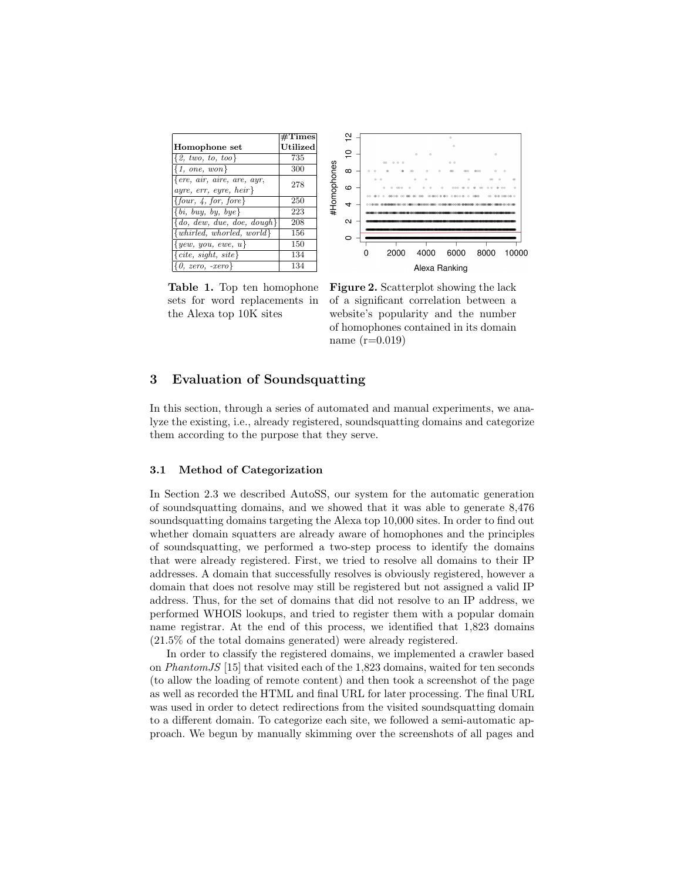| Homophone set | #Times Utilized |
|---|---|
| {*2, two, to, too*} | 735 |
| {*1, one, won*} | 300 |
| {*ere, air, aire, are, ayr, ayre, err, eyre, heir*} | 278 |
| {*four, 4, for, fore*} | 250 |
| {*bi, buy, by, bye*} | 223 |
| {*do, dew, due, doe, dough*} | 208 |
| {*whirled, whorled, world*} | 156 |
| {*yew, you, ewe, u*} | 150 |
| {*cite, sight, site*} | 134 |
| {*0, zero, -xero*} | 134 |

**Table 1.** Top ten homophone sets for word replacements in the Alexa top 10K sites

**Figure 2.** Scatterplot showing the lack of a significant correlation between a website's popularity and the number of homophones contained in its domain name (r=0.019)

## 3 Evaluation of Soundsquatting

In this section, through a series of automated and manual experiments, we analyze the existing, i.e., already registered, soundsquatting domains and categorize them according to the purpose that they serve.

### 3.1 Method of Categorization

In Section 2.3 we described AutoSS, our system for the automatic generation of soundsquatting domains, and we showed that it was able to generate 8,476 soundsquatting domains targeting the Alexa top 10,000 sites. In order to find out whether domain squatters are already aware of homophones and the principles of soundsquatting, we performed a two-step process to identify the domains that were already registered. First, we tried to resolve all domains to their IP addresses. A domain that successfully resolves is obviously registered, however a domain that does not resolve may still be registered but not assigned a valid IP address. Thus, for the set of domains that did not resolve to an IP address, we performed WHOIS lookups, and tried to register them with a popular domain name registrar. At the end of this process, we identified that 1,823 domains (21.5% of the total domains generated) were already registered.

In order to classify the registered domains, we implemented a crawler based on *PhantomJS* [15] that visited each of the 1,823 domains, waited for ten seconds (to allow the loading of remote content) and then took a screenshot of the page as well as recorded the HTML and final URL for later processing. The final URL was used in order to detect redirections from the visited soundsquatting domain to a different domain. To categorize each site, we followed a semi-automatic approach. We begun by manually skimming over the screenshots of all pages and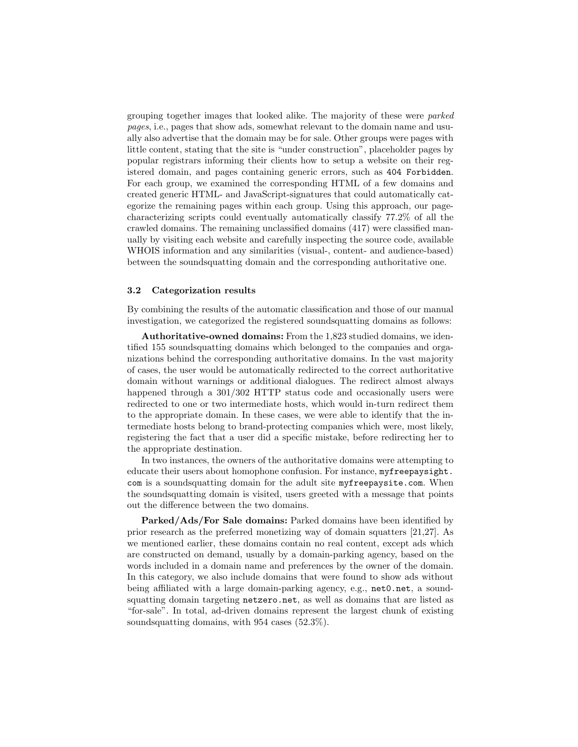grouping together images that looked alike. The majority of these were *parked pages*, i.e., pages that show ads, somewhat relevant to the domain name and usually also advertise that the domain may be for sale. Other groups were pages with little content, stating that the site is "under construction", placeholder pages by popular registrars informing their clients how to setup a website on their registered domain, and pages containing generic errors, such as `404 Forbidden`. For each group, we examined the corresponding HTML of a few domains and created generic HTML- and JavaScript-signatures that could automatically categorize the remaining pages within each group. Using this approach, our page-characterizing scripts could eventually automatically classify 77.2% of all the crawled domains. The remaining unclassified domains (417) were classified manually by visiting each website and carefully inspecting the source code, available WHOIS information and any similarities (visual-, content- and audience-based) between the soundsquatting domain and the corresponding authoritative one.

### 3.2 Categorization results

By combining the results of the automatic classification and those of our manual investigation, we categorized the registered soundsquatting domains as follows:

**Authoritative-owned domains:** From the 1,823 studied domains, we identified 155 soundsquatting domains which belonged to the companies and organizations behind the corresponding authoritative domains. In the vast majority of cases, the user would be automatically redirected to the correct authoritative domain without warnings or additional dialogues. The redirect almost always happened through a 301/302 HTTP status code and occasionally users were redirected to one or two intermediate hosts, which would in-turn redirect them to the appropriate domain. In these cases, we were able to identify that the intermediate hosts belong to brand-protecting companies which were, most likely, registering the fact that a user did a specific mistake, before redirecting her to the appropriate destination.

In two instances, the owners of the authoritative domains were attempting to educate their users about homophone confusion. For instance, `myfreepaysight.com` is a soundsquatting domain for the adult site `myfreepaysite.com`. When the soundsquatting domain is visited, users greeted with a message that points out the difference between the two domains.

**Parked/Ads/For Sale domains:** Parked domains have been identified by prior research as the preferred monetizing way of domain squatters [21,27]. As we mentioned earlier, these domains contain no real content, except ads which are constructed on demand, usually by a domain-parking agency, based on the words included in a domain name and preferences by the owner of the domain. In this category, we also include domains that were found to show ads without being affiliated with a large domain-parking agency, e.g., `net0.net`, a soundsquatting domain targeting `netzero.net`, as well as domains that are listed as "for-sale". In total, ad-driven domains represent the largest chunk of existing soundsquatting domains, with 954 cases (52.3%).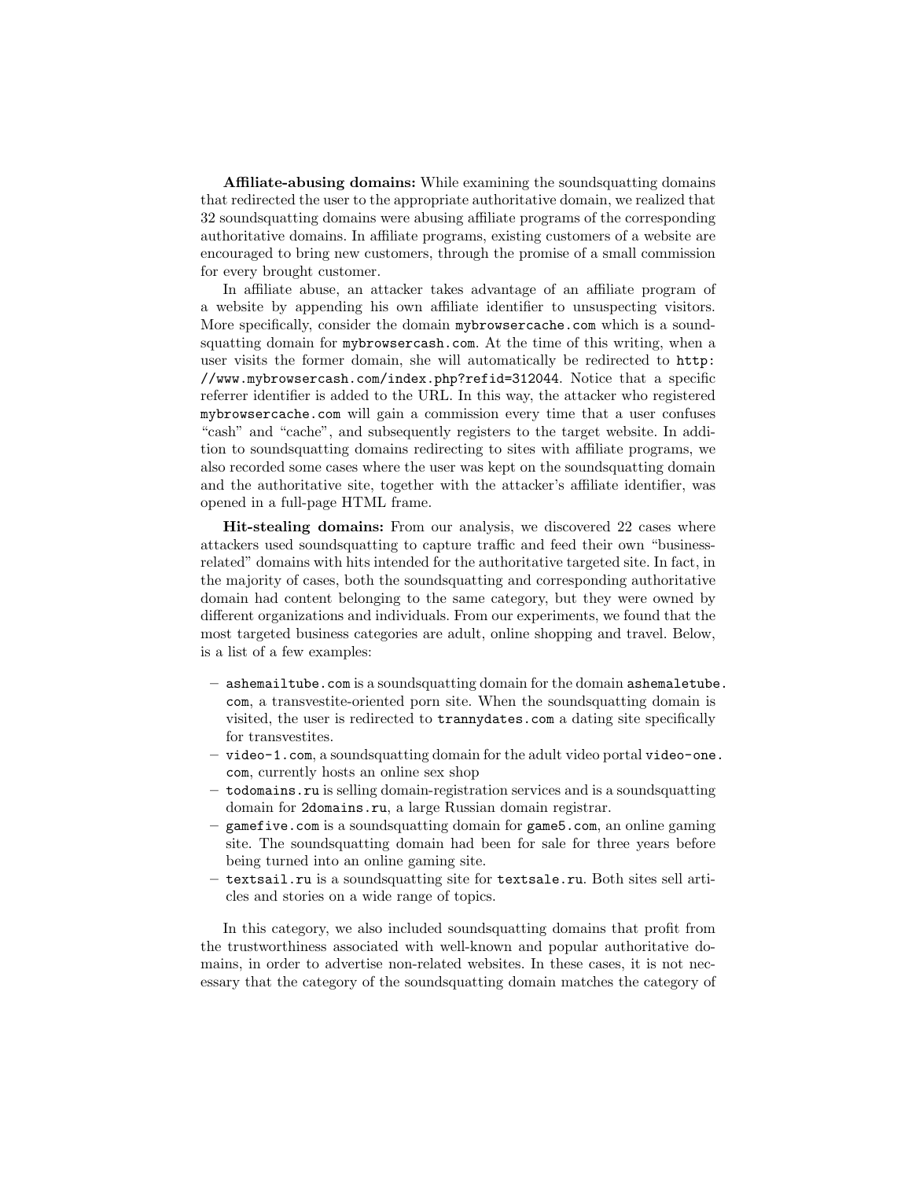**Affiliate-abusing domains:** While examining the soundsquatting domains that redirected the user to the appropriate authoritative domain, we realized that 32 soundsquatting domains were abusing affiliate programs of the corresponding authoritative domains. In affiliate programs, existing customers of a website are encouraged to bring new customers, through the promise of a small commission for every brought customer.

In affiliate abuse, an attacker takes advantage of an affiliate program of a website by appending his own affiliate identifier to unsuspecting visitors. More specifically, consider the domain `mybrowsercache.com` which is a soundsquatting domain for `mybrowsercash.com`. At the time of this writing, when a user visits the former domain, she will automatically be redirected to `http://www.mybrowsercash.com/index.php?refid=312044`. Notice that a specific referrer identifier is added to the URL. In this way, the attacker who registered `mybrowsercache.com` will gain a commission every time that a user confuses "cash" and "cache", and subsequently registers to the target website. In addition to soundsquatting domains redirecting to sites with affiliate programs, we also recorded some cases where the user was kept on the soundsquatting domain and the authoritative site, together with the attacker's affiliate identifier, was opened in a full-page HTML frame.

**Hit-stealing domains:** From our analysis, we discovered 22 cases where attackers used soundsquatting to capture traffic and feed their own "business-related" domains with hits intended for the authoritative targeted site. In fact, in the majority of cases, both the soundsquatting and corresponding authoritative domain had content belonging to the same category, but they were owned by different organizations and individuals. From our experiments, we found that the most targeted business categories are adult, online shopping and travel. Below, is a list of a few examples:

- `ashemailtube.com` is a soundsquatting domain for the domain `ashemaletube.com`, a transvestite-oriented porn site. When the soundsquatting domain is visited, the user is redirected to `trannydates.com` a dating site specifically for transvestites.
- `video-1.com`, a soundsquatting domain for the adult video portal `video-one.com`, currently hosts an online sex shop
- `todomains.ru` is selling domain-registration services and is a soundsquatting domain for `2domains.ru`, a large Russian domain registrar.
- `gamefive.com` is a soundsquatting domain for `game5.com`, an online gaming site. The soundsquatting domain had been for sale for three years before being turned into an online gaming site.
- `textsail.ru` is a soundsquatting site for `textsale.ru`. Both sites sell articles and stories on a wide range of topics.

In this category, we also included soundsquatting domains that profit from the trustworthiness associated with well-known and popular authoritative domains, in order to advertise non-related websites. In these cases, it is not necessary that the category of the soundsquatting domain matches the category of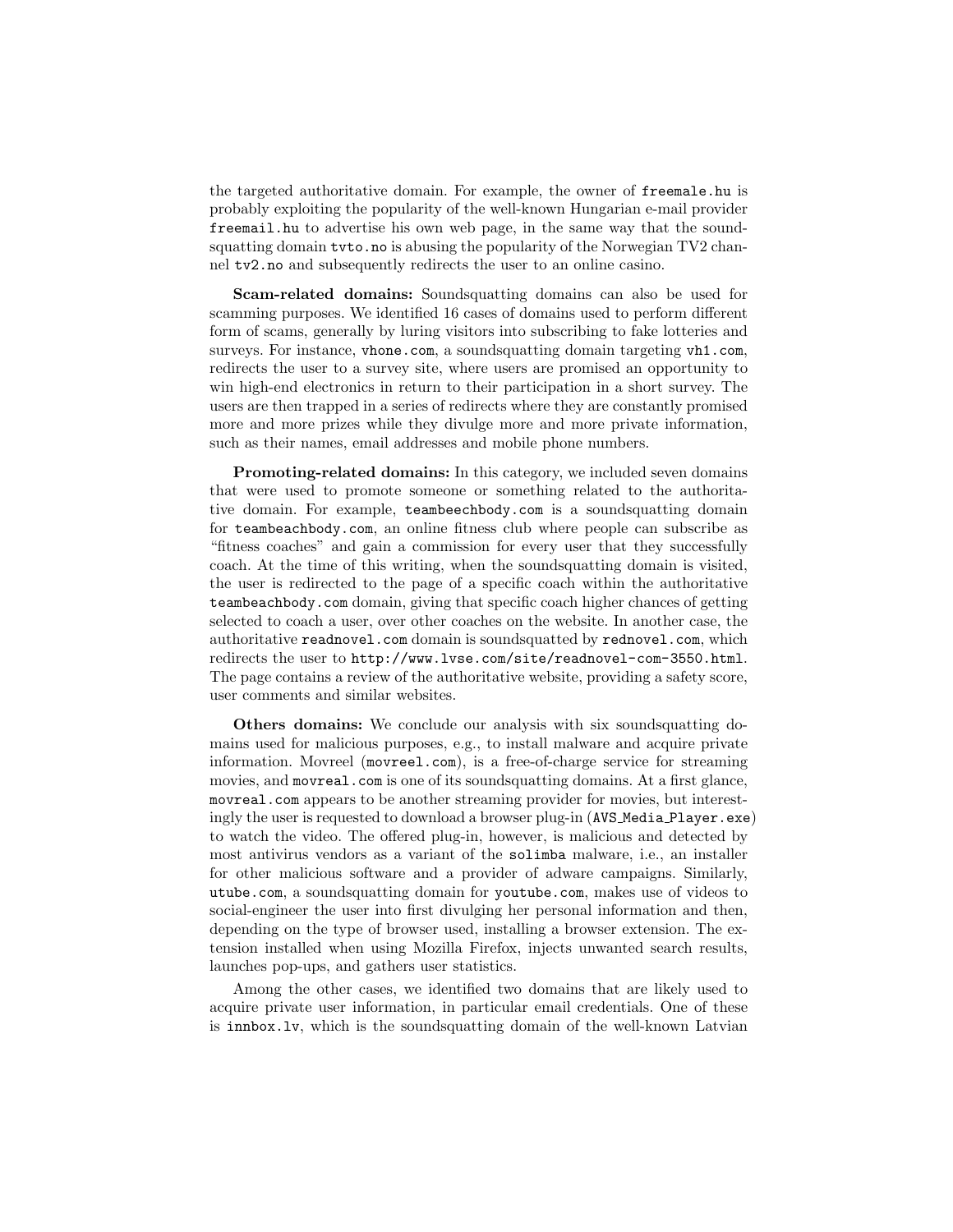the targeted authoritative domain. For example, the owner of freemale.hu is probably exploiting the popularity of the well-known Hungarian e-mail provider freemail.hu to advertise his own web page, in the same way that the soundsquatting domain tvto.no is abusing the popularity of the Norwegian TV2 channel tv2.no and subsequently redirects the user to an online casino.

**Scam-related domains:** Soundsquatting domains can also be used for scamming purposes. We identified 16 cases of domains used to perform different form of scams, generally by luring visitors into subscribing to fake lotteries and surveys. For instance, vhone.com, a soundsquatting domain targeting vh1.com, redirects the user to a survey site, where users are promised an opportunity to win high-end electronics in return to their participation in a short survey. The users are then trapped in a series of redirects where they are constantly promised more and more prizes while they divulge more and more private information, such as their names, email addresses and mobile phone numbers.

**Promoting-related domains:** In this category, we included seven domains that were used to promote someone or something related to the authoritative domain. For example, teambeechbody.com is a soundsquatting domain for teambeachbody.com, an online fitness club where people can subscribe as "fitness coaches" and gain a commission for every user that they successfully coach. At the time of this writing, when the soundsquatting domain is visited, the user is redirected to the page of a specific coach within the authoritative teambeachbody.com domain, giving that specific coach higher chances of getting selected to coach a user, over other coaches on the website. In another case, the authoritative readnovel.com domain is soundsquatted by rednovel.com, which redirects the user to http://www.lvse.com/site/readnovel-com-3550.html. The page contains a review of the authoritative website, providing a safety score, user comments and similar websites.

**Others domains:** We conclude our analysis with six soundsquatting domains used for malicious purposes, e.g., to install malware and acquire private information. Movreel (movreel.com), is a free-of-charge service for streaming movies, and movreal.com is one of its soundsquatting domains. At a first glance, movreal.com appears to be another streaming provider for movies, but interestingly the user is requested to download a browser plug-in (AVS_Media_Player.exe) to watch the video. The offered plug-in, however, is malicious and detected by most antivirus vendors as a variant of the solimba malware, i.e., an installer for other malicious software and a provider of adware campaigns. Similarly, utube.com, a soundsquatting domain for youtube.com, makes use of videos to social-engineer the user into first divulging her personal information and then, depending on the type of browser used, installing a browser extension. The extension installed when using Mozilla Firefox, injects unwanted search results, launches pop-ups, and gathers user statistics.

Among the other cases, we identified two domains that are likely used to acquire private user information, in particular email credentials. One of these is innbox.lv, which is the soundsquatting domain of the well-known Latvian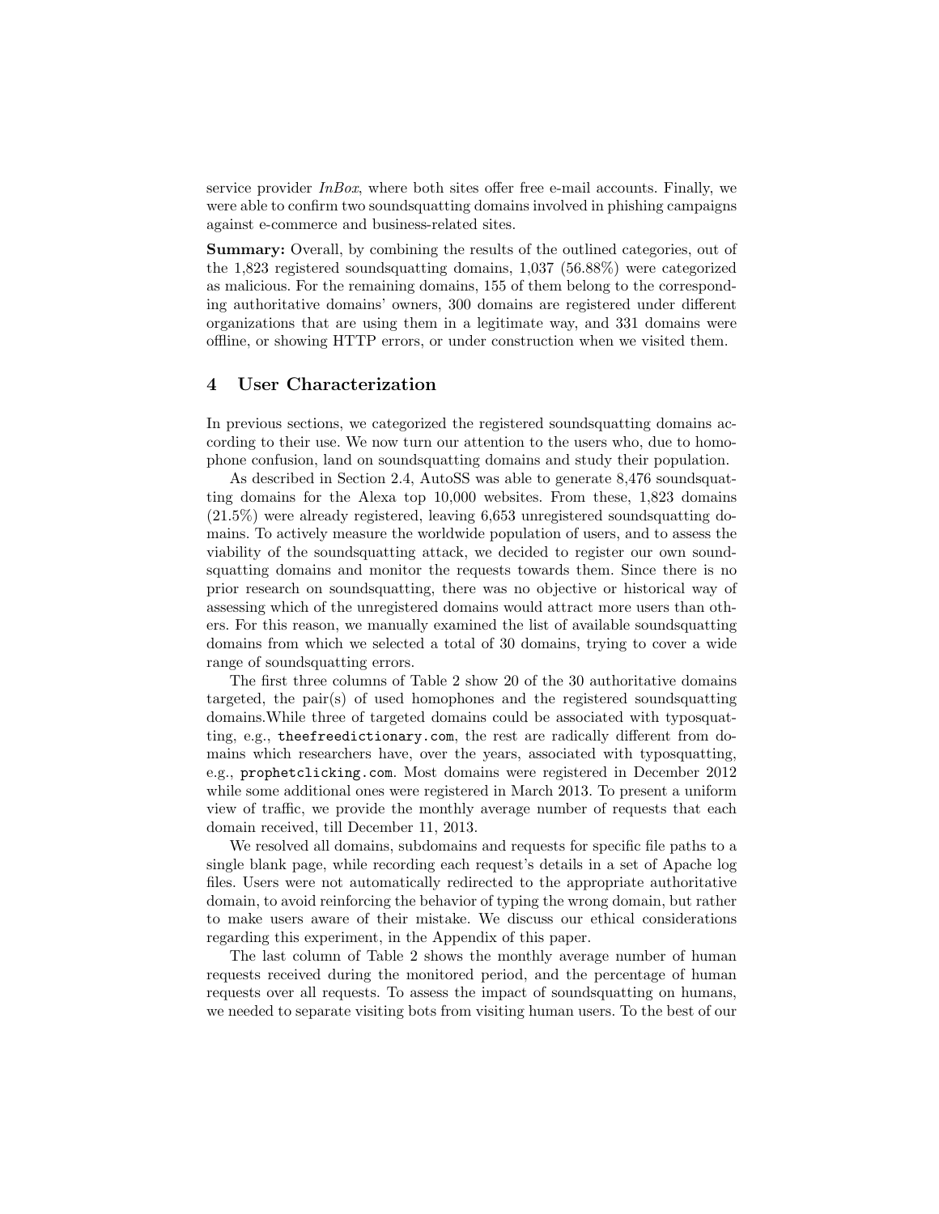service provider *InBox*, where both sites offer free e-mail accounts. Finally, we were able to confirm two soundsquatting domains involved in phishing campaigns against e-commerce and business-related sites.

**Summary:** Overall, by combining the results of the outlined categories, out of the 1,823 registered soundsquatting domains, 1,037 (56.88%) were categorized as malicious. For the remaining domains, 155 of them belong to the corresponding authoritative domains' owners, 300 domains are registered under different organizations that are using them in a legitimate way, and 331 domains were offline, or showing HTTP errors, or under construction when we visited them.

## 4 User Characterization

In previous sections, we categorized the registered soundsquatting domains according to their use. We now turn our attention to the users who, due to homophone confusion, land on soundsquatting domains and study their population.

As described in Section 2.4, AutoSS was able to generate 8,476 soundsquatting domains for the Alexa top 10,000 websites. From these, 1,823 domains (21.5%) were already registered, leaving 6,653 unregistered soundsquatting domains. To actively measure the worldwide population of users, and to assess the viability of the soundsquatting attack, we decided to register our own soundsquatting domains and monitor the requests towards them. Since there is no prior research on soundsquatting, there was no objective or historical way of assessing which of the unregistered domains would attract more users than others. For this reason, we manually examined the list of available soundsquatting domains from which we selected a total of 30 domains, trying to cover a wide range of soundsquatting errors.

The first three columns of Table 2 show 20 of the 30 authoritative domains targeted, the pair(s) of used homophones and the registered soundsquatting domains.While three of targeted domains could be associated with typosquatting, e.g., `theefreedictionary.com`, the rest are radically different from domains which researchers have, over the years, associated with typosquatting, e.g., `prophetclicking.com`. Most domains were registered in December 2012 while some additional ones were registered in March 2013. To present a uniform view of traffic, we provide the monthly average number of requests that each domain received, till December 11, 2013.

We resolved all domains, subdomains and requests for specific file paths to a single blank page, while recording each request's details in a set of Apache log files. Users were not automatically redirected to the appropriate authoritative domain, to avoid reinforcing the behavior of typing the wrong domain, but rather to make users aware of their mistake. We discuss our ethical considerations regarding this experiment, in the Appendix of this paper.

The last column of Table 2 shows the monthly average number of human requests received during the monitored period, and the percentage of human requests over all requests. To assess the impact of soundsquatting on humans, we needed to separate visiting bots from visiting human users. To the best of our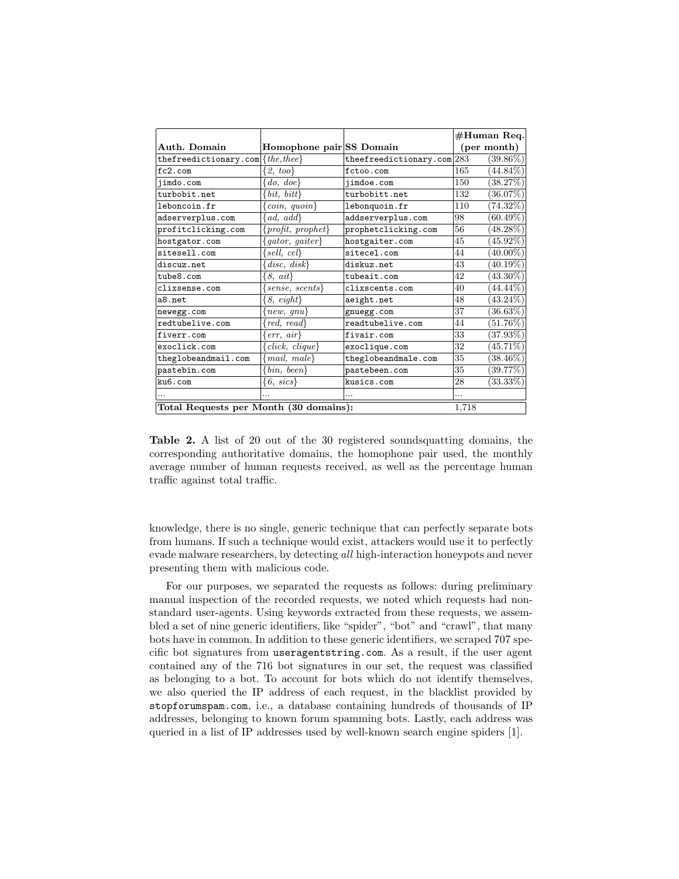| Auth. Domain | Homophone pair | SS Domain | #Human Req. (per month) | |
|---|---|---|---|---|
| thefreedictionary.com | {*the,thee*} | theefreedictionary.com | 283 | (39.86%) |
| fc2.com | {*2, too*} | fctoo.com | 165 | (44.84%) |
| jimdo.com | {*do, doe*} | jimdoe.com | 150 | (38.27%) |
| turbobit.net | {*bit, bitt*} | turbobitt.net | 132 | (36.07%) |
| leboncoin.fr | {*coin, quoin*} | lebonquoin.fr | 110 | (74.32%) |
| adserverplus.com | {*ad, add*} | addserverplus.com | 98 | (60.49%) |
| profitclicking.com | {*profit, prophet*} | prophetclicking.com | 56 | (48.28%) |
| hostgator.com | {*gator, gaiter*} | hostgaiter.com | 45 | (45.92%) |
| sitesell.com | {*sell, cel*} | sitecel.com | 44 | (40.00%) |
| discuz.net | {*disc, disk*} | diskuz.net | 43 | (40.19%) |
| tube8.com | {*8, ait*} | tubeait.com | 42 | (43.30%) |
| clixsense.com | {*sense, scents*} | clixscents.com | 40 | (44.44%) |
| a8.net | {*8, eight*} | aeight.net | 48 | (43.24%) |
| newegg.com | {*new, gnu*} | gnuegg.com | 37 | (36.63%) |
| redtubelive.com | {*red, read*} | readtubelive.com | 44 | (51.76%) |
| fiverr.com | {*err, air*} | fivair.com | 33 | (37.93%) |
| exoclick.com | {*click, clique*} | exoclique.com | 32 | (45.71%) |
| theglobeandmail.com | {*mail, male*} | theglobeandmale.com | 35 | (38.46%) |
| pastebin.com | {*bin, been*} | pastebeen.com | 35 | (39.77%) |
| ku6.com | {*6, sics*} | kusics.com | 28 | (33.33%) |
| ... | ... | ... | ... | |
| **Total Requests per Month (30 domains):** | | | 1,718 | |

**Table 2.** A list of 20 out of the 30 registered soundsquatting domains, the corresponding authoritative domains, the homophone pair used, the monthly average number of human requests received, as well as the percentage human traffic against total traffic.

knowledge, there is no single, generic technique that can perfectly separate bots from humans. If such a technique would exist, attackers would use it to perfectly evade malware researchers, by detecting *all* high-interaction honeypots and never presenting them with malicious code.

For our purposes, we separated the requests as follows: during preliminary manual inspection of the recorded requests, we noted which requests had non-standard user-agents. Using keywords extracted from these requests, we assembled a set of nine generic identifiers, like "spider", "bot" and "crawl", that many bots have in common. In addition to these generic identifiers, we scraped 707 specific bot signatures from useragentstring.com. As a result, if the user agent contained any of the 716 bot signatures in our set, the request was classified as belonging to a bot. To account for bots which do not identify themselves, we also queried the IP address of each request, in the blacklist provided by stopforumspam.com, i.e., a database containing hundreds of thousands of IP addresses, belonging to known forum spamming bots. Lastly, each address was queried in a list of IP addresses used by well-known search engine spiders [1].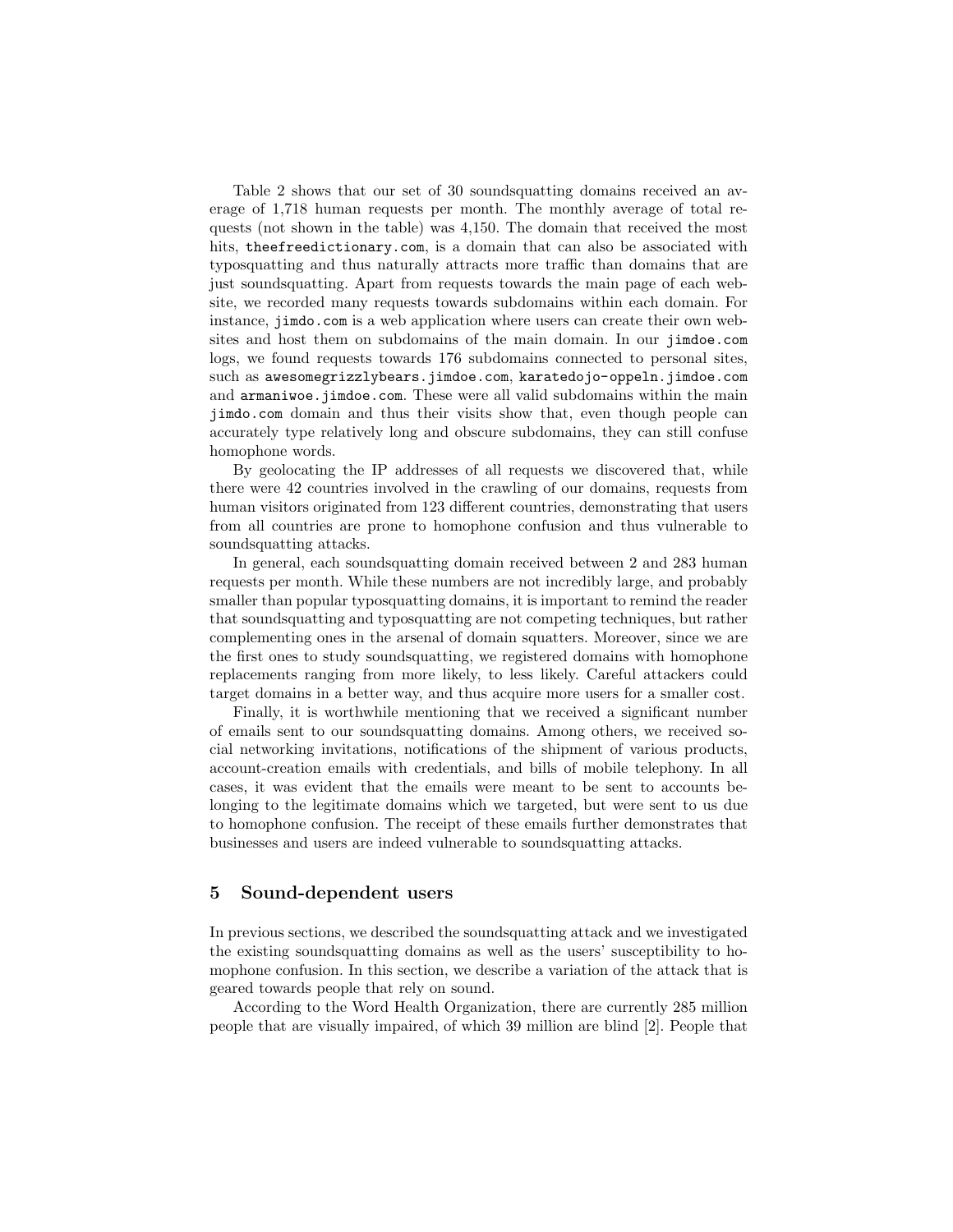Table 2 shows that our set of 30 soundsquatting domains received an average of 1,718 human requests per month. The monthly average of total requests (not shown in the table) was 4,150. The domain that received the most hits, `theefreedictionary.com`, is a domain that can also be associated with typosquatting and thus naturally attracts more traffic than domains that are just soundsquatting. Apart from requests towards the main page of each website, we recorded many requests towards subdomains within each domain. For instance, `jimdo.com` is a web application where users can create their own websites and host them on subdomains of the main domain. In our `jimdoe.com` logs, we found requests towards 176 subdomains connected to personal sites, such as `awesomegrizzlybears.jimdoe.com`, `karatedojo-oppeln.jimdoe.com` and `armaniwoe.jimdoe.com`. These were all valid subdomains within the main `jimdo.com` domain and thus their visits show that, even though people can accurately type relatively long and obscure subdomains, they can still confuse homophone words.

By geolocating the IP addresses of all requests we discovered that, while there were 42 countries involved in the crawling of our domains, requests from human visitors originated from 123 different countries, demonstrating that users from all countries are prone to homophone confusion and thus vulnerable to soundsquatting attacks.

In general, each soundsquatting domain received between 2 and 283 human requests per month. While these numbers are not incredibly large, and probably smaller than popular typosquatting domains, it is important to remind the reader that soundsquatting and typosquatting are not competing techniques, but rather complementing ones in the arsenal of domain squatters. Moreover, since we are the first ones to study soundsquatting, we registered domains with homophone replacements ranging from more likely, to less likely. Careful attackers could target domains in a better way, and thus acquire more users for a smaller cost.

Finally, it is worthwhile mentioning that we received a significant number of emails sent to our soundsquatting domains. Among others, we received social networking invitations, notifications of the shipment of various products, account-creation emails with credentials, and bills of mobile telephony. In all cases, it was evident that the emails were meant to be sent to accounts belonging to the legitimate domains which we targeted, but were sent to us due to homophone confusion. The receipt of these emails further demonstrates that businesses and users are indeed vulnerable to soundsquatting attacks.

## 5 Sound-dependent users

In previous sections, we described the soundsquatting attack and we investigated the existing soundsquatting domains as well as the users' susceptibility to homophone confusion. In this section, we describe a variation of the attack that is geared towards people that rely on sound.

According to the Word Health Organization, there are currently 285 million people that are visually impaired, of which 39 million are blind [2]. People that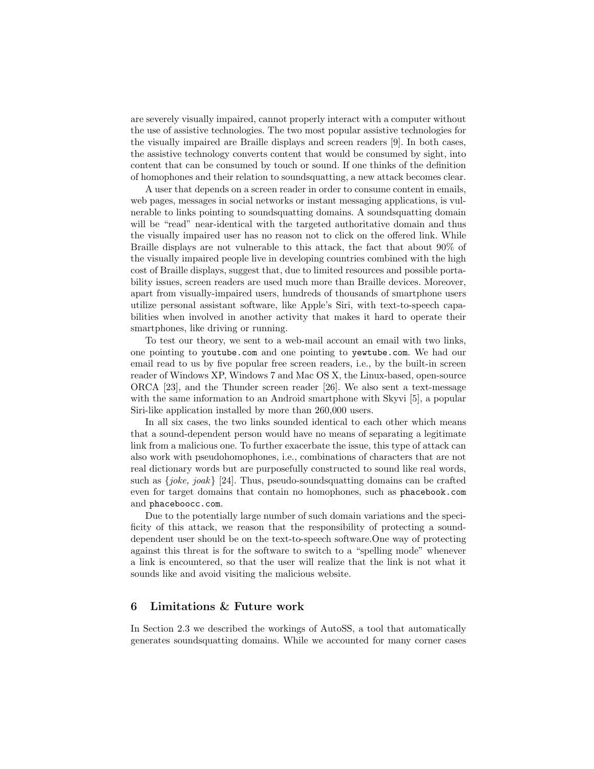are severely visually impaired, cannot properly interact with a computer without the use of assistive technologies. The two most popular assistive technologies for the visually impaired are Braille displays and screen readers [9]. In both cases, the assistive technology converts content that would be consumed by sight, into content that can be consumed by touch or sound. If one thinks of the definition of homophones and their relation to soundsquatting, a new attack becomes clear.

A user that depends on a screen reader in order to consume content in emails, web pages, messages in social networks or instant messaging applications, is vulnerable to links pointing to soundsquatting domains. A soundsquatting domain will be "read" near-identical with the targeted authoritative domain and thus the visually impaired user has no reason not to click on the offered link. While Braille displays are not vulnerable to this attack, the fact that about 90% of the visually impaired people live in developing countries combined with the high cost of Braille displays, suggest that, due to limited resources and possible portability issues, screen readers are used much more than Braille devices. Moreover, apart from visually-impaired users, hundreds of thousands of smartphone users utilize personal assistant software, like Apple's Siri, with text-to-speech capabilities when involved in another activity that makes it hard to operate their smartphones, like driving or running.

To test our theory, we sent to a web-mail account an email with two links, one pointing to `youtube.com` and one pointing to `yewtube.com`. We had our email read to us by five popular free screen readers, i.e., by the built-in screen reader of Windows XP, Windows 7 and Mac OS X, the Linux-based, open-source ORCA [23], and the Thunder screen reader [26]. We also sent a text-message with the same information to an Android smartphone with Skyvi [5], a popular Siri-like application installed by more than 260,000 users.

In all six cases, the two links sounded identical to each other which means that a sound-dependent person would have no means of separating a legitimate link from a malicious one. To further exacerbate the issue, this type of attack can also work with pseudohomophones, i.e., combinations of characters that are not real dictionary words but are purposefully constructed to sound like real words, such as {*joke, joak*} [24]. Thus, pseudo-soundsquatting domains can be crafted even for target domains that contain no homophones, such as `phacebook.com` and `phaceboocc.com`.

Due to the potentially large number of such domain variations and the specificity of this attack, we reason that the responsibility of protecting a sound-dependent user should be on the text-to-speech software.One way of protecting against this threat is for the software to switch to a "spelling mode" whenever a link is encountered, so that the user will realize that the link is not what it sounds like and avoid visiting the malicious website.

## 6 Limitations & Future work

In Section 2.3 we described the workings of AutoSS, a tool that automatically generates soundsquatting domains. While we accounted for many corner cases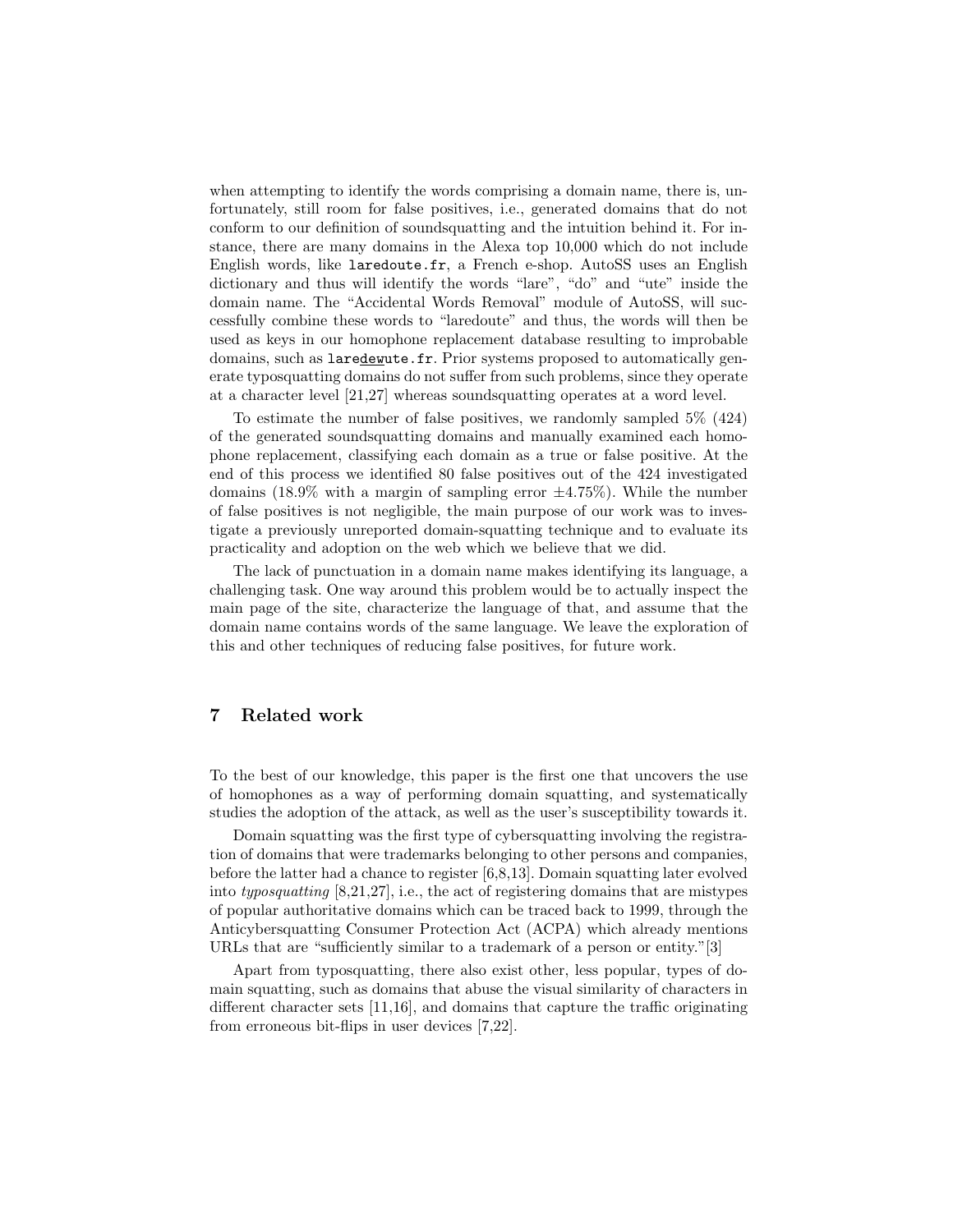when attempting to identify the words comprising a domain name, there is, unfortunately, still room for false positives, i.e., generated domains that do not conform to our definition of soundsquatting and the intuition behind it. For instance, there are many domains in the Alexa top 10,000 which do not include English words, like `laredoute.fr`, a French e-shop. AutoSS uses an English dictionary and thus will identify the words "lare", "do" and "ute" inside the domain name. The "Accidental Words Removal" module of AutoSS, will successfully combine these words to "laredoute" and thus, the words will then be used as keys in our homophone replacement database resulting to improbable domains, such as `laredewute.fr`. Prior systems proposed to automatically generate typosquatting domains do not suffer from such problems, since they operate at a character level [21,27] whereas soundsquatting operates at a word level.

To estimate the number of false positives, we randomly sampled 5% (424) of the generated soundsquatting domains and manually examined each homophone replacement, classifying each domain as a true or false positive. At the end of this process we identified 80 false positives out of the 424 investigated domains (18.9% with a margin of sampling error ±4.75%). While the number of false positives is not negligible, the main purpose of our work was to investigate a previously unreported domain-squatting technique and to evaluate its practicality and adoption on the web which we believe that we did.

The lack of punctuation in a domain name makes identifying its language, a challenging task. One way around this problem would be to actually inspect the main page of the site, characterize the language of that, and assume that the domain name contains words of the same language. We leave the exploration of this and other techniques of reducing false positives, for future work.

## 7 Related work

To the best of our knowledge, this paper is the first one that uncovers the use of homophones as a way of performing domain squatting, and systematically studies the adoption of the attack, as well as the user's susceptibility towards it.

Domain squatting was the first type of cybersquatting involving the registration of domains that were trademarks belonging to other persons and companies, before the latter had a chance to register [6,8,13]. Domain squatting later evolved into *typosquatting* [8,21,27], i.e., the act of registering domains that are mistypes of popular authoritative domains which can be traced back to 1999, through the Anticybersquatting Consumer Protection Act (ACPA) which already mentions URLs that are "sufficiently similar to a trademark of a person or entity."[3]

Apart from typosquatting, there also exist other, less popular, types of domain squatting, such as domains that abuse the visual similarity of characters in different character sets [11,16], and domains that capture the traffic originating from erroneous bit-flips in user devices [7,22].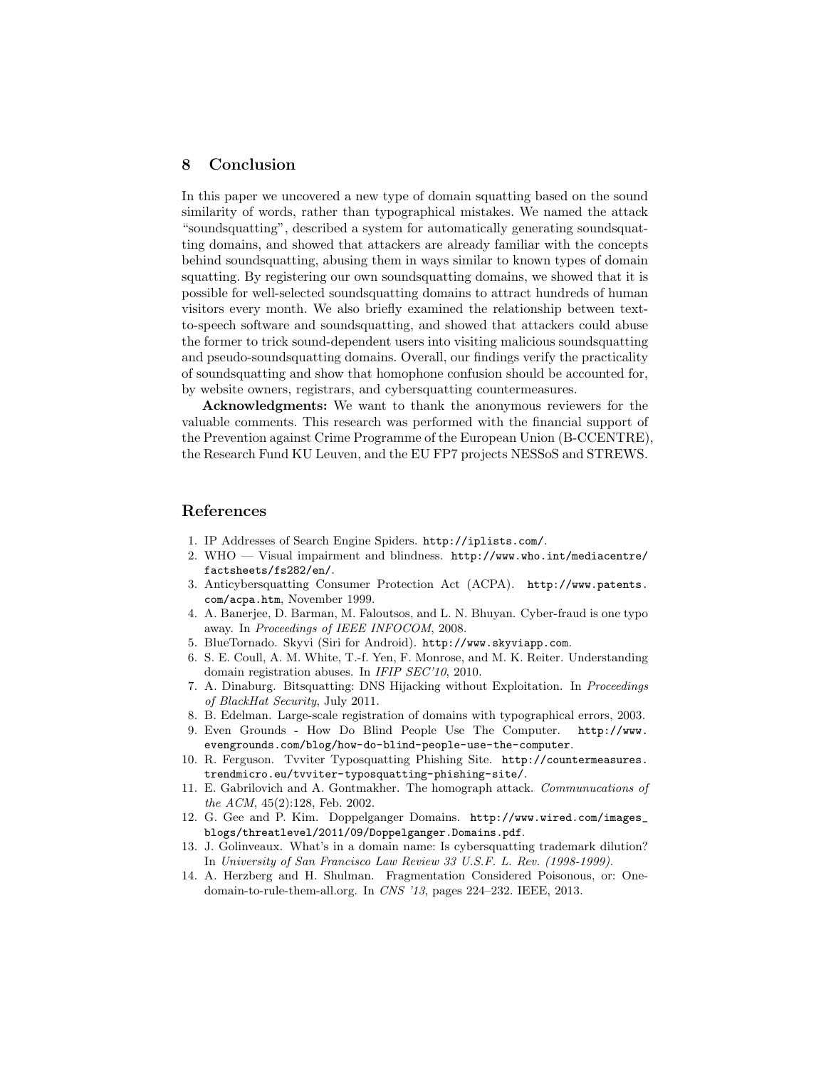## 8 Conclusion

In this paper we uncovered a new type of domain squatting based on the sound similarity of words, rather than typographical mistakes. We named the attack "soundsquatting", described a system for automatically generating soundsquatting domains, and showed that attackers are already familiar with the concepts behind soundsquatting, abusing them in ways similar to known types of domain squatting. By registering our own soundsquatting domains, we showed that it is possible for well-selected soundsquatting domains to attract hundreds of human visitors every month. We also briefly examined the relationship between text-to-speech software and soundsquatting, and showed that attackers could abuse the former to trick sound-dependent users into visiting malicious soundsquatting and pseudo-soundsquatting domains. Overall, our findings verify the practicality of soundsquatting and show that homophone confusion should be accounted for, by website owners, registrars, and cybersquatting countermeasures.

**Acknowledgments:** We want to thank the anonymous reviewers for the valuable comments. This research was performed with the financial support of the Prevention against Crime Programme of the European Union (B-CCENTRE), the Research Fund KU Leuven, and the EU FP7 projects NESSoS and STREWS.

## References

1. IP Addresses of Search Engine Spiders. `http://iplists.com/`.
2. WHO — Visual impairment and blindness. `http://www.who.int/mediacentre/factsheets/fs282/en/`.
3. Anticybersquatting Consumer Protection Act (ACPA). `http://www.patents.com/acpa.htm`, November 1999.
4. A. Banerjee, D. Barman, M. Faloutsos, and L. N. Bhuyan. Cyber-fraud is one typo away. In *Proceedings of IEEE INFOCOM*, 2008.
5. BlueTornado. Skyvi (Siri for Android). `http://www.skyviapp.com`.
6. S. E. Coull, A. M. White, T.-f. Yen, F. Monrose, and M. K. Reiter. Understanding domain registration abuses. In *IFIP SEC'10*, 2010.
7. A. Dinaburg. Bitsquatting: DNS Hijacking without Exploitation. In *Proceedings of BlackHat Security*, July 2011.
8. B. Edelman. Large-scale registration of domains with typographical errors, 2003.
9. Even Grounds - How Do Blind People Use The Computer. `http://www.evengrounds.com/blog/how-do-blind-people-use-the-computer`.
10. R. Ferguson. Tvviter Typosquatting Phishing Site. `http://countermeasures.trendmicro.eu/tvviter-typosquatting-phishing-site/`.
11. E. Gabrilovich and A. Gontmakher. The homograph attack. *Communucations of the ACM*, 45(2):128, Feb. 2002.
12. G. Gee and P. Kim. Doppelganger Domains. `http://www.wired.com/images_blogs/threatlevel/2011/09/Doppelganger.Domains.pdf`.
13. J. Golinveaux. What's in a domain name: Is cybersquatting trademark dilution? In *University of San Francisco Law Review 33 U.S.F. L. Rev. (1998-1999)*.
14. A. Herzberg and H. Shulman. Fragmentation Considered Poisonous, or: One-domain-to-rule-them-all.org. In *CNS '13*, pages 224–232. IEEE, 2013.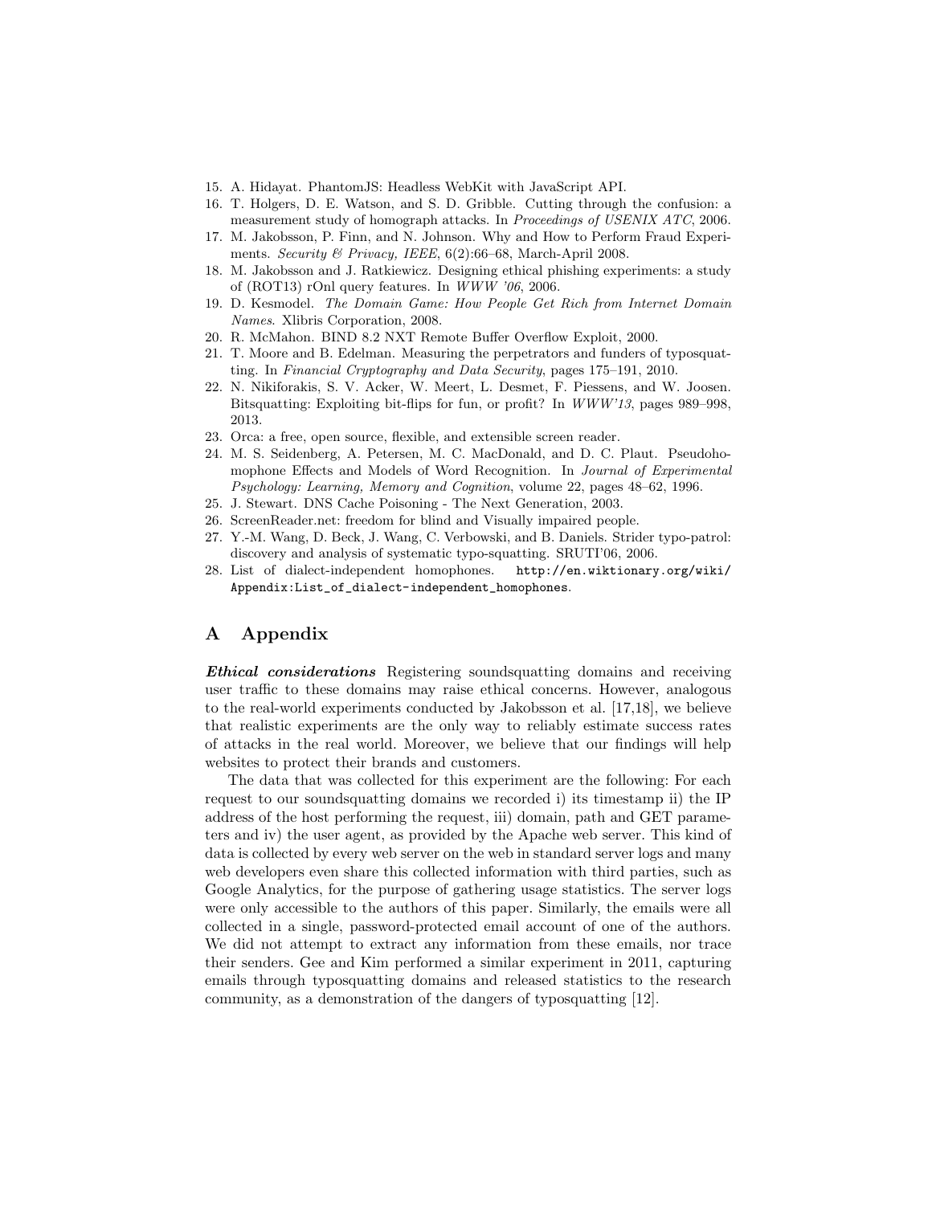15. A. Hidayat. PhantomJS: Headless WebKit with JavaScript API.
16. T. Holgers, D. E. Watson, and S. D. Gribble. Cutting through the confusion: a measurement study of homograph attacks. In *Proceedings of USENIX ATC*, 2006.
17. M. Jakobsson, P. Finn, and N. Johnson. Why and How to Perform Fraud Experiments. *Security & Privacy, IEEE*, 6(2):66–68, March-April 2008.
18. M. Jakobsson and J. Ratkiewicz. Designing ethical phishing experiments: a study of (ROT13) rOnl query features. In *WWW '06*, 2006.
19. D. Kesmodel. *The Domain Game: How People Get Rich from Internet Domain Names*. Xlibris Corporation, 2008.
20. R. McMahon. BIND 8.2 NXT Remote Buffer Overflow Exploit, 2000.
21. T. Moore and B. Edelman. Measuring the perpetrators and funders of typosquatting. In *Financial Cryptography and Data Security*, pages 175–191, 2010.
22. N. Nikiforakis, S. V. Acker, W. Meert, L. Desmet, F. Piessens, and W. Joosen. Bitsquatting: Exploiting bit-flips for fun, or profit? In *WWW'13*, pages 989–998, 2013.
23. Orca: a free, open source, flexible, and extensible screen reader.
24. M. S. Seidenberg, A. Petersen, M. C. MacDonald, and D. C. Plaut. Pseudohomophone Effects and Models of Word Recognition. In *Journal of Experimental Psychology: Learning, Memory and Cognition*, volume 22, pages 48–62, 1996.
25. J. Stewart. DNS Cache Poisoning - The Next Generation, 2003.
26. ScreenReader.net: freedom for blind and Visually impaired people.
27. Y.-M. Wang, D. Beck, J. Wang, C. Verbowski, and B. Daniels. Strider typo-patrol: discovery and analysis of systematic typo-squatting. SRUTI'06, 2006.
28. List of dialect-independent homophones. `http://en.wiktionary.org/wiki/Appendix:List_of_dialect-independent_homophones`.

# A Appendix

***Ethical considerations*** Registering soundsquatting domains and receiving user traffic to these domains may raise ethical concerns. However, analogous to the real-world experiments conducted by Jakobsson et al. [17,18], we believe that realistic experiments are the only way to reliably estimate success rates of attacks in the real world. Moreover, we believe that our findings will help websites to protect their brands and customers.

The data that was collected for this experiment are the following: For each request to our soundsquatting domains we recorded i) its timestamp ii) the IP address of the host performing the request, iii) domain, path and GET parameters and iv) the user agent, as provided by the Apache web server. This kind of data is collected by every web server on the web in standard server logs and many web developers even share this collected information with third parties, such as Google Analytics, for the purpose of gathering usage statistics. The server logs were only accessible to the authors of this paper. Similarly, the emails were all collected in a single, password-protected email account of one of the authors. We did not attempt to extract any information from these emails, nor trace their senders. Gee and Kim performed a similar experiment in 2011, capturing emails through typosquatting domains and released statistics to the research community, as a demonstration of the dangers of typosquatting [12].